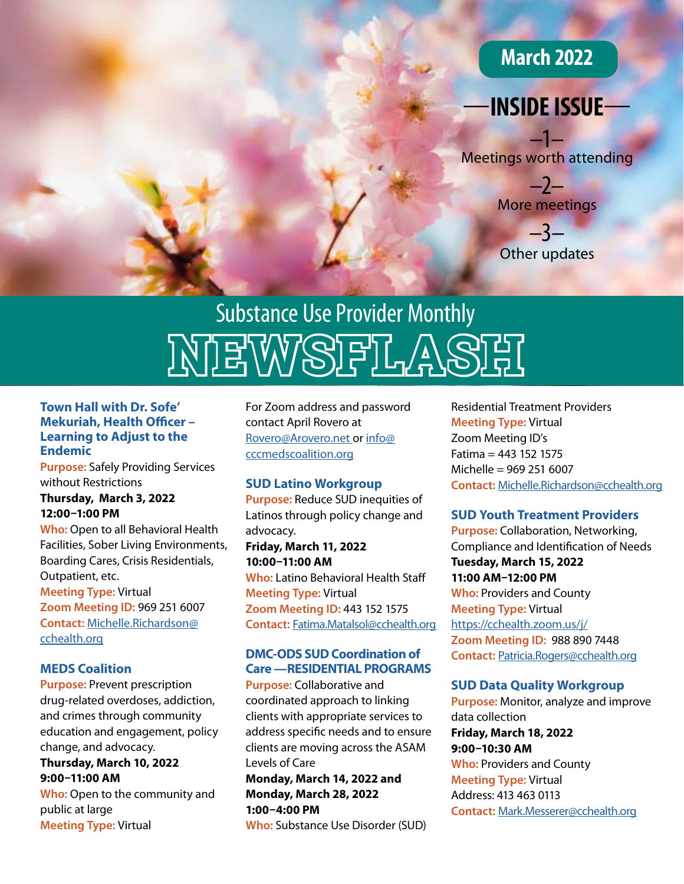March 2022

## —INSIDE ISSUE—

–1–
Meetings worth attending

–2–
More meetings

–3–
Other updates

# Substance Use Provider Monthly NEWSFLASH

### Town Hall with Dr. Sofe' Mekuriah, Health Officer – Learning to Adjust to the Endemic

**Purpose:** Safely Providing Services without Restrictions

**Thursday, March 3, 2022**
**12:00–1:00 PM**

**Who:** Open to all Behavioral Health Facilities, Sober Living Environments, Boarding Cares, Crisis Residentials, Outpatient, etc.

**Meeting Type:** Virtual

**Zoom Meeting ID:** 969 251 6007

**Contact:** Michelle.Richardson@cchealth.org

### MEDS Coalition

**Purpose:** Prevent prescription drug-related overdoses, addiction, and crimes through community education and engagement, policy change, and advocacy.

**Thursday, March 10, 2022**
**9:00–11:00 AM**

**Who:** Open to the community and public at large

**Meeting Type:** Virtual

For Zoom address and password contact April Rovero at Rovero@Arovero.net or info@cccmedscoalition.org

### SUD Latino Workgroup

**Purpose:** Reduce SUD inequities of Latinos through policy change and advocacy.

**Friday, March 11, 2022**
**10:00–11:00 AM**

**Who:** Latino Behavioral Health Staff

**Meeting Type:** Virtual

**Zoom Meeting ID:** 443 152 1575

**Contact:** Fatima.Matalsol@cchealth.org

### DMC-ODS SUD Coordination of Care —RESIDENTIAL PROGRAMS

**Purpose:** Collaborative and coordinated approach to linking clients with appropriate services to address specific needs and to ensure clients are moving across the ASAM Levels of Care

**Monday, March 14, 2022 and Monday, March 28, 2022**
**1:00–4:00 PM**

**Who:** Substance Use Disorder (SUD) Residential Treatment Providers

**Meeting Type:** Virtual

Zoom Meeting ID's
Fatima = 443 152 1575
Michelle = 969 251 6007

**Contact:** Michelle.Richardson@cchealth.org

### SUD Youth Treatment Providers

**Purpose:** Collaboration, Networking, Compliance and Identification of Needs

**Tuesday, March 15, 2022**
**11:00 AM–12:00 PM**

**Who:** Providers and County

**Meeting Type:** Virtual

https://cchealth.zoom.us/j/

**Zoom Meeting ID:** 988 890 7448

**Contact:** Patricia.Rogers@cchealth.org

### SUD Data Quality Workgroup

**Purpose:** Monitor, analyze and improve data collection

**Friday, March 18, 2022**
**9:00–10:30 AM**

**Who:** Providers and County

**Meeting Type:** Virtual

Address: 413 463 0113

**Contact:** Mark.Messerer@cchealth.org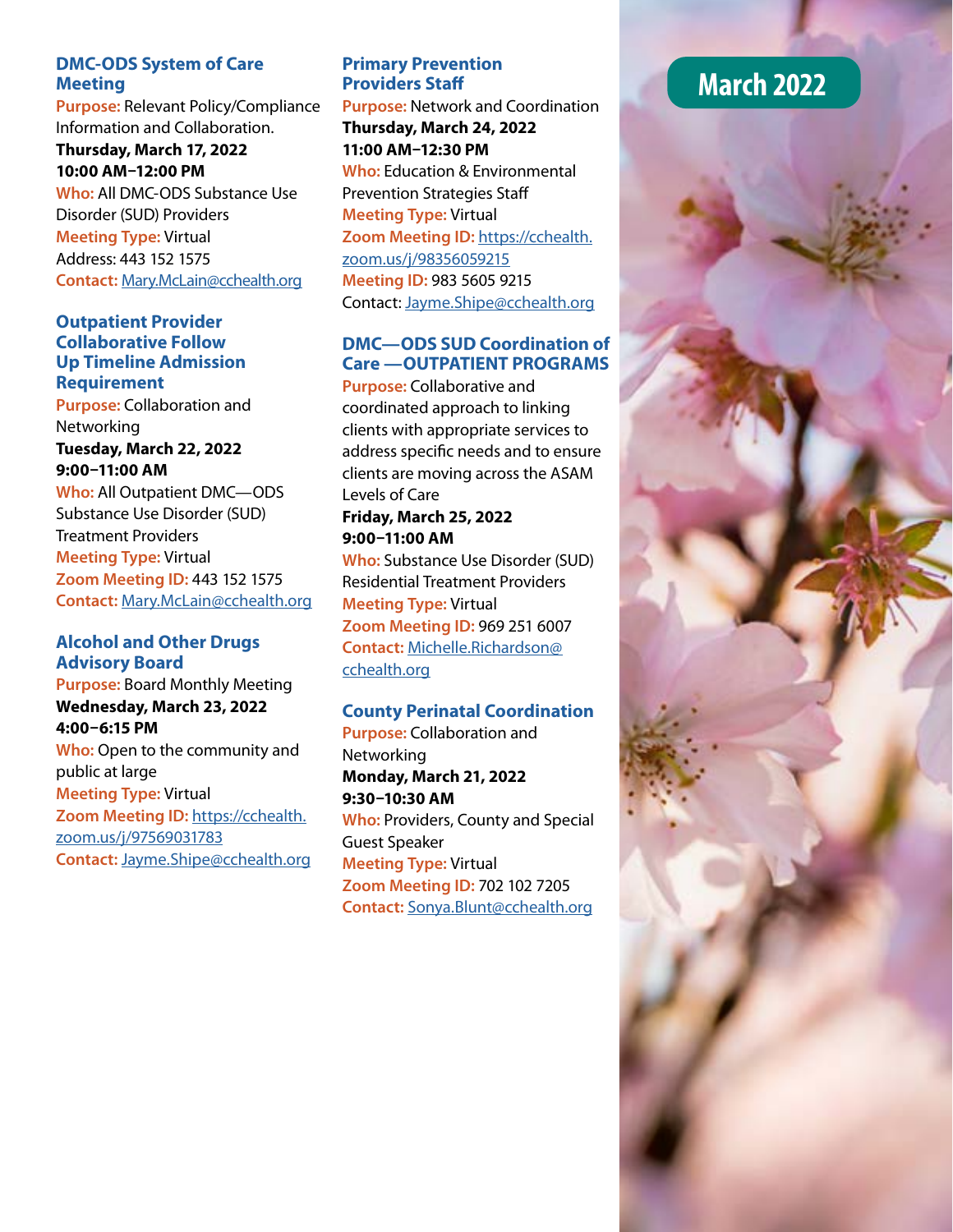# March 2022

### DMC-ODS System of Care Meeting

**Purpose:** Relevant Policy/Compliance Information and Collaboration.

**Thursday, March 17, 2022**
**10:00 AM–12:00 PM**

**Who:** All DMC-ODS Substance Use Disorder (SUD) Providers

**Meeting Type:** Virtual

Address: 443 152 1575

**Contact:** Mary.McLain@cchealth.org

### Outpatient Provider Collaborative Follow Up Timeline Admission Requirement

**Purpose:** Collaboration and Networking

**Tuesday, March 22, 2022**
**9:00–11:00 AM**

**Who:** All Outpatient DMC—ODS Substance Use Disorder (SUD) Treatment Providers

**Meeting Type:** Virtual

**Zoom Meeting ID:** 443 152 1575

**Contact:** Mary.McLain@cchealth.org

### Alcohol and Other Drugs Advisory Board

**Purpose:** Board Monthly Meeting

**Wednesday, March 23, 2022**
**4:00–6:15 PM**

**Who:** Open to the community and public at large

**Meeting Type:** Virtual

**Zoom Meeting ID:** https://cchealth.zoom.us/j/97569031783

**Contact:** Jayme.Shipe@cchealth.org

### Primary Prevention Providers Staff

**Purpose:** Network and Coordination

**Thursday, March 24, 2022**
**11:00 AM–12:30 PM**

**Who:** Education & Environmental Prevention Strategies Staff

**Meeting Type:** Virtual

**Zoom Meeting ID:** https://cchealth.zoom.us/j/98356059215

**Meeting ID:** 983 5605 9215

Contact: Jayme.Shipe@cchealth.org

### DMC—ODS SUD Coordination of Care —OUTPATIENT PROGRAMS

**Purpose:** Collaborative and coordinated approach to linking clients with appropriate services to address specific needs and to ensure clients are moving across the ASAM Levels of Care

**Friday, March 25, 2022**
**9:00–11:00 AM**

**Who:** Substance Use Disorder (SUD) Residential Treatment Providers

**Meeting Type:** Virtual

**Zoom Meeting ID:** 969 251 6007

**Contact:** Michelle.Richardson@cchealth.org

### County Perinatal Coordination

**Purpose:** Collaboration and Networking

**Monday, March 21, 2022**
**9:30–10:30 AM**

**Who:** Providers, County and Special Guest Speaker

**Meeting Type:** Virtual

**Zoom Meeting ID:** 702 102 7205

**Contact:** Sonya.Blunt@cchealth.org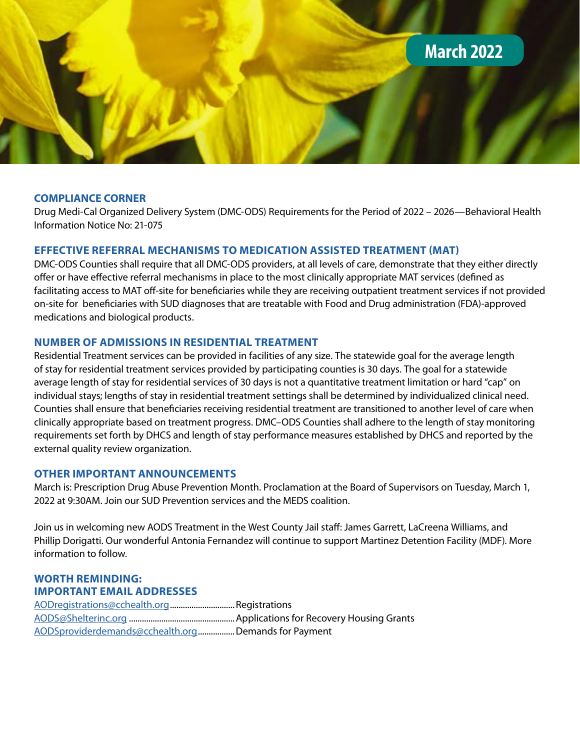March 2022

## COMPLIANCE CORNER

Drug Medi-Cal Organized Delivery System (DMC-ODS) Requirements for the Period of 2022 – 2026—Behavioral Health Information Notice No: 21-075

## EFFECTIVE REFERRAL MECHANISMS TO MEDICATION ASSISTED TREATMENT (MAT)

DMC-ODS Counties shall require that all DMC-ODS providers, at all levels of care, demonstrate that they either directly offer or have effective referral mechanisms in place to the most clinically appropriate MAT services (defined as facilitating access to MAT off-site for beneficiaries while they are receiving outpatient treatment services if not provided on-site for beneficiaries with SUD diagnoses that are treatable with Food and Drug administration (FDA)-approved medications and biological products.

## NUMBER OF ADMISSIONS IN RESIDENTIAL TREATMENT

Residential Treatment services can be provided in facilities of any size. The statewide goal for the average length of stay for residential treatment services provided by participating counties is 30 days. The goal for a statewide average length of stay for residential services of 30 days is not a quantitative treatment limitation or hard "cap" on individual stays; lengths of stay in residential treatment settings shall be determined by individualized clinical need. Counties shall ensure that beneficiaries receiving residential treatment are transitioned to another level of care when clinically appropriate based on treatment progress. DMC–ODS Counties shall adhere to the length of stay monitoring requirements set forth by DHCS and length of stay performance measures established by DHCS and reported by the external quality review organization.

## OTHER IMPORTANT ANNOUNCEMENTS

March is: Prescription Drug Abuse Prevention Month. Proclamation at the Board of Supervisors on Tuesday, March 1, 2022 at 9:30AM. Join our SUD Prevention services and the MEDS coalition.

Join us in welcoming new AODS Treatment in the West County Jail staff: James Garrett, LaCreena Williams, and Phillip Dorigatti. Our wonderful Antonia Fernandez will continue to support Martinez Detention Facility (MDF). More information to follow.

## WORTH REMINDING: IMPORTANT EMAIL ADDRESSES

AODregistrations@cchealth.org.............................Registrations
AODS@Shelterinc.org ................................................Applications for Recovery Housing Grants
AODSproviderdemands@cchealth.org................Demands for Payment